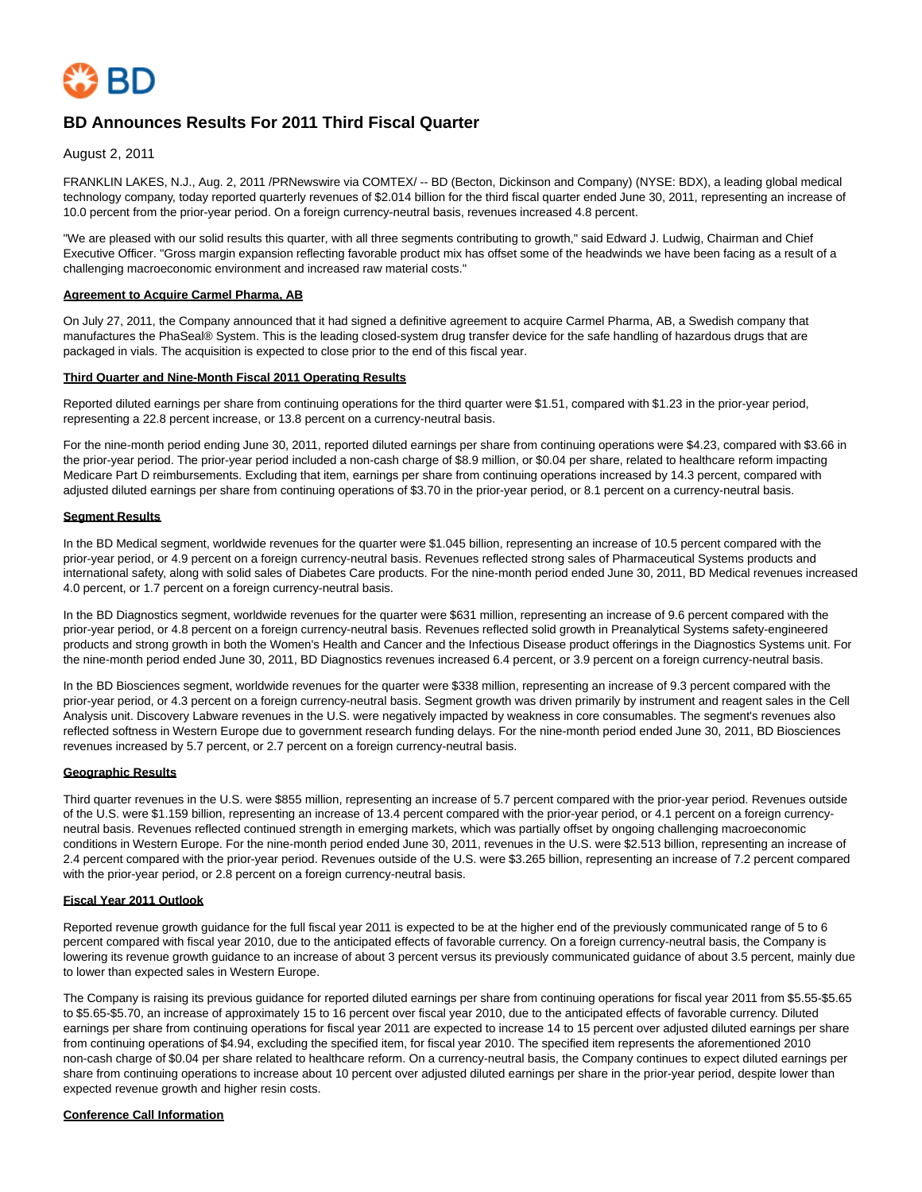# BD Announces Results For 2011 Third Fiscal Quarter

August 2, 2011

FRANKLIN LAKES, N.J., Aug. 2, 2011 /PRNewswire via COMTEX/ -- BD (Becton, Dickinson and Company) (NYSE: BDX), a leading global medical technology company, today reported quarterly revenues of $2.014 billion for the third fiscal quarter ended June 30, 2011, representing an increase of 10.0 percent from the prior-year period. On a foreign currency-neutral basis, revenues increased 4.8 percent.

"We are pleased with our solid results this quarter, with all three segments contributing to growth," said Edward J. Ludwig, Chairman and Chief Executive Officer. "Gross margin expansion reflecting favorable product mix has offset some of the headwinds we have been facing as a result of a challenging macroeconomic environment and increased raw material costs."

**Agreement to Acquire Carmel Pharma, AB**

On July 27, 2011, the Company announced that it had signed a definitive agreement to acquire Carmel Pharma, AB, a Swedish company that manufactures the PhaSeal® System. This is the leading closed-system drug transfer device for the safe handling of hazardous drugs that are packaged in vials. The acquisition is expected to close prior to the end of this fiscal year.

**Third Quarter and Nine-Month Fiscal 2011 Operating Results**

Reported diluted earnings per share from continuing operations for the third quarter were $1.51, compared with $1.23 in the prior-year period, representing a 22.8 percent increase, or 13.8 percent on a currency-neutral basis.

For the nine-month period ending June 30, 2011, reported diluted earnings per share from continuing operations were $4.23, compared with $3.66 in the prior-year period. The prior-year period included a non-cash charge of $8.9 million, or $0.04 per share, related to healthcare reform impacting Medicare Part D reimbursements. Excluding that item, earnings per share from continuing operations increased by 14.3 percent, compared with adjusted diluted earnings per share from continuing operations of $3.70 in the prior-year period, or 8.1 percent on a currency-neutral basis.

**Segment Results**

In the BD Medical segment, worldwide revenues for the quarter were $1.045 billion, representing an increase of 10.5 percent compared with the prior-year period, or 4.9 percent on a foreign currency-neutral basis. Revenues reflected strong sales of Pharmaceutical Systems products and international safety, along with solid sales of Diabetes Care products. For the nine-month period ended June 30, 2011, BD Medical revenues increased 4.0 percent, or 1.7 percent on a foreign currency-neutral basis.

In the BD Diagnostics segment, worldwide revenues for the quarter were $631 million, representing an increase of 9.6 percent compared with the prior-year period, or 4.8 percent on a foreign currency-neutral basis. Revenues reflected solid growth in Preanalytical Systems safety-engineered products and strong growth in both the Women's Health and Cancer and the Infectious Disease product offerings in the Diagnostics Systems unit. For the nine-month period ended June 30, 2011, BD Diagnostics revenues increased 6.4 percent, or 3.9 percent on a foreign currency-neutral basis.

In the BD Biosciences segment, worldwide revenues for the quarter were $338 million, representing an increase of 9.3 percent compared with the prior-year period, or 4.3 percent on a foreign currency-neutral basis. Segment growth was driven primarily by instrument and reagent sales in the Cell Analysis unit. Discovery Labware revenues in the U.S. were negatively impacted by weakness in core consumables. The segment's revenues also reflected softness in Western Europe due to government research funding delays. For the nine-month period ended June 30, 2011, BD Biosciences revenues increased by 5.7 percent, or 2.7 percent on a foreign currency-neutral basis.

**Geographic Results**

Third quarter revenues in the U.S. were $855 million, representing an increase of 5.7 percent compared with the prior-year period. Revenues outside of the U.S. were $1.159 billion, representing an increase of 13.4 percent compared with the prior-year period, or 4.1 percent on a foreign currency-neutral basis. Revenues reflected continued strength in emerging markets, which was partially offset by ongoing challenging macroeconomic conditions in Western Europe. For the nine-month period ended June 30, 2011, revenues in the U.S. were $2.513 billion, representing an increase of 2.4 percent compared with the prior-year period. Revenues outside of the U.S. were $3.265 billion, representing an increase of 7.2 percent compared with the prior-year period, or 2.8 percent on a foreign currency-neutral basis.

**Fiscal Year 2011 Outlook**

Reported revenue growth guidance for the full fiscal year 2011 is expected to be at the higher end of the previously communicated range of 5 to 6 percent compared with fiscal year 2010, due to the anticipated effects of favorable currency. On a foreign currency-neutral basis, the Company is lowering its revenue growth guidance to an increase of about 3 percent versus its previously communicated guidance of about 3.5 percent, mainly due to lower than expected sales in Western Europe.

The Company is raising its previous guidance for reported diluted earnings per share from continuing operations for fiscal year 2011 from $5.55-$5.65 to $5.65-$5.70, an increase of approximately 15 to 16 percent over fiscal year 2010, due to the anticipated effects of favorable currency. Diluted earnings per share from continuing operations for fiscal year 2011 are expected to increase 14 to 15 percent over adjusted diluted earnings per share from continuing operations of $4.94, excluding the specified item, for fiscal year 2010. The specified item represents the aforementioned 2010 non-cash charge of $0.04 per share related to healthcare reform. On a currency-neutral basis, the Company continues to expect diluted earnings per share from continuing operations to increase about 10 percent over adjusted diluted earnings per share in the prior-year period, despite lower than expected revenue growth and higher resin costs.

**Conference Call Information**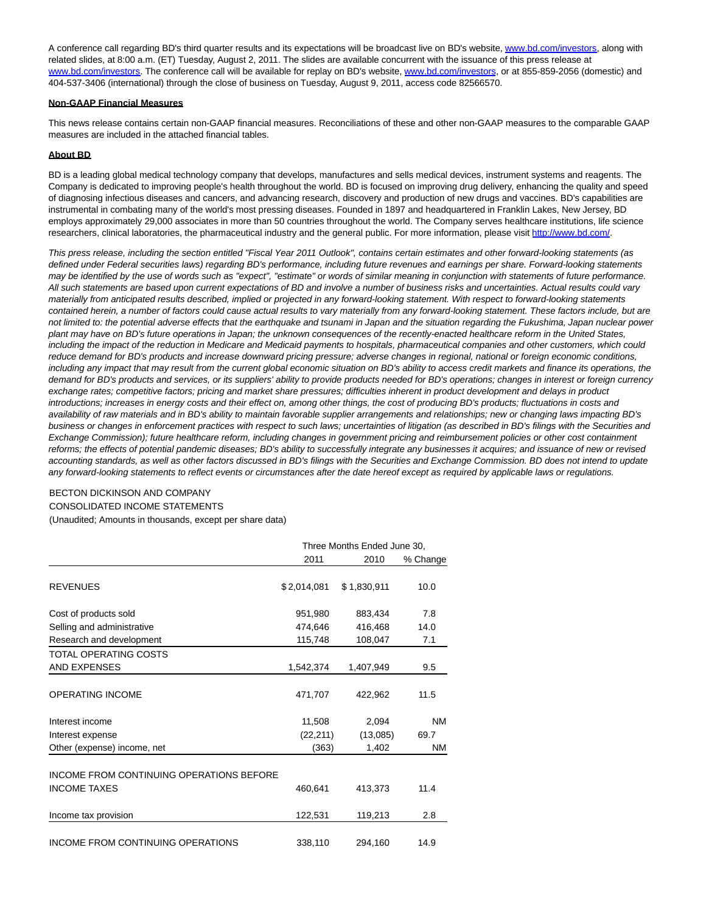A conference call regarding BD's third quarter results and its expectations will be broadcast live on BD's website, [www.bd.com/investors](http://www.bd.com/investors), along with related slides, at 8:00 a.m. (ET) Tuesday, August 2, 2011. The slides are available concurrent with the issuance of this press release at [www.bd.com/investors](http://www.bd.com/investors). The conference call will be available for replay on BD's website, [www.bd.com/investors](http://www.bd.com/investors), or at 855-859-2056 (domestic) and 404-537-3406 (international) through the close of business on Tuesday, August 9, 2011, access code 82566570.

**Non-GAAP Financial Measures**

This news release contains certain non-GAAP financial measures. Reconciliations of these and other non-GAAP measures to the comparable GAAP measures are included in the attached financial tables.

**About BD**

BD is a leading global medical technology company that develops, manufactures and sells medical devices, instrument systems and reagents. The Company is dedicated to improving people's health throughout the world. BD is focused on improving drug delivery, enhancing the quality and speed of diagnosing infectious diseases and cancers, and advancing research, discovery and production of new drugs and vaccines. BD's capabilities are instrumental in combating many of the world's most pressing diseases. Founded in 1897 and headquartered in Franklin Lakes, New Jersey, BD employs approximately 29,000 associates in more than 50 countries throughout the world. The Company serves healthcare institutions, life science researchers, clinical laboratories, the pharmaceutical industry and the general public. For more information, please visit [http://www.bd.com/](http://www.bd.com/).

*This press release, including the section entitled "Fiscal Year 2011 Outlook", contains certain estimates and other forward-looking statements (as defined under Federal securities laws) regarding BD's performance, including future revenues and earnings per share. Forward-looking statements may be identified by the use of words such as "expect", "estimate" or words of similar meaning in conjunction with statements of future performance. All such statements are based upon current expectations of BD and involve a number of business risks and uncertainties. Actual results could vary materially from anticipated results described, implied or projected in any forward-looking statement. With respect to forward-looking statements contained herein, a number of factors could cause actual results to vary materially from any forward-looking statement. These factors include, but are not limited to: the potential adverse effects that the earthquake and tsunami in Japan and the situation regarding the Fukushima, Japan nuclear power plant may have on BD's future operations in Japan; the unknown consequences of the recently-enacted healthcare reform in the United States, including the impact of the reduction in Medicare and Medicaid payments to hospitals, pharmaceutical companies and other customers, which could reduce demand for BD's products and increase downward pricing pressure; adverse changes in regional, national or foreign economic conditions, including any impact that may result from the current global economic situation on BD's ability to access credit markets and finance its operations, the demand for BD's products and services, or its suppliers' ability to provide products needed for BD's operations; changes in interest or foreign currency exchange rates; competitive factors; pricing and market share pressures; difficulties inherent in product development and delays in product introductions; increases in energy costs and their effect on, among other things, the cost of producing BD's products; fluctuations in costs and availability of raw materials and in BD's ability to maintain favorable supplier arrangements and relationships; new or changing laws impacting BD's business or changes in enforcement practices with respect to such laws; uncertainties of litigation (as described in BD's filings with the Securities and Exchange Commission); future healthcare reform, including changes in government pricing and reimbursement policies or other cost containment reforms; the effects of potential pandemic diseases; BD's ability to successfully integrate any businesses it acquires; and issuance of new or revised accounting standards, as well as other factors discussed in BD's filings with the Securities and Exchange Commission. BD does not intend to update any forward-looking statements to reflect events or circumstances after the date hereof except as required by applicable laws or regulations.*

BECTON DICKINSON AND COMPANY
CONSOLIDATED INCOME STATEMENTS
(Unaudited; Amounts in thousands, except per share data)

| | Three Months Ended June 30, | | |
|---|---|---|---|
| | 2011 | 2010 | % Change |
| REVENUES | $ 2,014,081 | $ 1,830,911 | 10.0 |
| Cost of products sold | 951,980 | 883,434 | 7.8 |
| Selling and administrative | 474,646 | 416,468 | 14.0 |
| Research and development | 115,748 | 108,047 | 7.1 |
| TOTAL OPERATING COSTS AND EXPENSES | 1,542,374 | 1,407,949 | 9.5 |
| OPERATING INCOME | 471,707 | 422,962 | 11.5 |
| Interest income | 11,508 | 2,094 | NM |
| Interest expense | (22,211) | (13,085) | 69.7 |
| Other (expense) income, net | (363) | 1,402 | NM |
| INCOME FROM CONTINUING OPERATIONS BEFORE INCOME TAXES | 460,641 | 413,373 | 11.4 |
| Income tax provision | 122,531 | 119,213 | 2.8 |
| INCOME FROM CONTINUING OPERATIONS | 338,110 | 294,160 | 14.9 |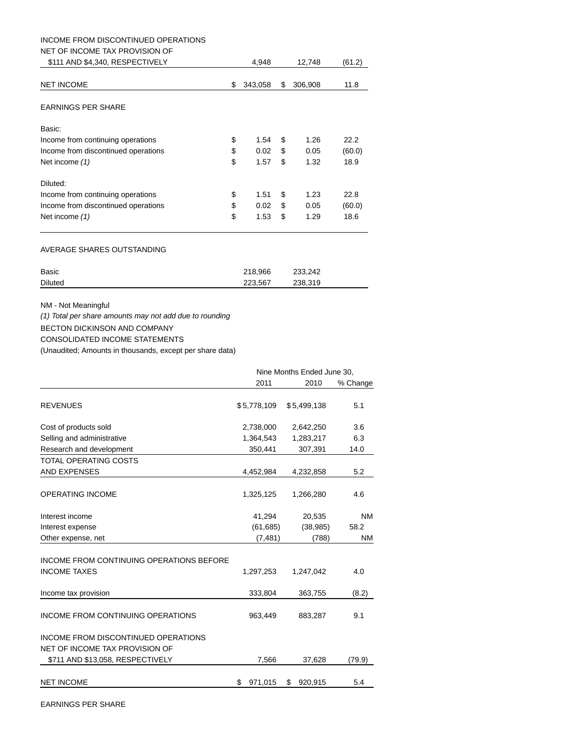| | | | |
|---|---|---|---|
| INCOME FROM DISCONTINUED OPERATIONS NET OF INCOME TAX PROVISION OF $111 AND $4,340, RESPECTIVELY | 4,948 | 12,748 | (61.2) |
| NET INCOME | $ 343,058 | $ 306,908 | 11.8 |
| EARNINGS PER SHARE | | | |
| Basic: | | | |
| Income from continuing operations | $ 1.54 | $ 1.26 | 22.2 |
| Income from discontinued operations | $ 0.02 | $ 0.05 | (60.0) |
| Net income *(1)* | $ 1.57 | $ 1.32 | 18.9 |
| Diluted: | | | |
| Income from continuing operations | $ 1.51 | $ 1.23 | 22.8 |
| Income from discontinued operations | $ 0.02 | $ 0.05 | (60.0) |
| Net income *(1)* | $ 1.53 | $ 1.29 | 18.6 |
| AVERAGE SHARES OUTSTANDING | | | |
| Basic | 218,966 | 233,242 | |
| Diluted | 223,567 | 238,319 | |

NM - Not Meaningful

*(1) Total per share amounts may not add due to rounding*

BECTON DICKINSON AND COMPANY

CONSOLIDATED INCOME STATEMENTS

(Unaudited; Amounts in thousands, except per share data)

| | Nine Months Ended June 30, | | |
|---|---|---|---|
| | 2011 | 2010 | % Change |
| REVENUES | $ 5,778,109 | $ 5,499,138 | 5.1 |
| Cost of products sold | 2,738,000 | 2,642,250 | 3.6 |
| Selling and administrative | 1,364,543 | 1,283,217 | 6.3 |
| Research and development | 350,441 | 307,391 | 14.0 |
| TOTAL OPERATING COSTS AND EXPENSES | 4,452,984 | 4,232,858 | 5.2 |
| OPERATING INCOME | 1,325,125 | 1,266,280 | 4.6 |
| Interest income | 41,294 | 20,535 | NM |
| Interest expense | (61,685) | (38,985) | 58.2 |
| Other expense, net | (7,481) | (788) | NM |
| INCOME FROM CONTINUING OPERATIONS BEFORE INCOME TAXES | 1,297,253 | 1,247,042 | 4.0 |
| Income tax provision | 333,804 | 363,755 | (8.2) |
| INCOME FROM CONTINUING OPERATIONS | 963,449 | 883,287 | 9.1 |
| INCOME FROM DISCONTINUED OPERATIONS NET OF INCOME TAX PROVISION OF $711 AND $13,058, RESPECTIVELY | 7,566 | 37,628 | (79.9) |
| NET INCOME | $ 971,015 | $ 920,915 | 5.4 |

EARNINGS PER SHARE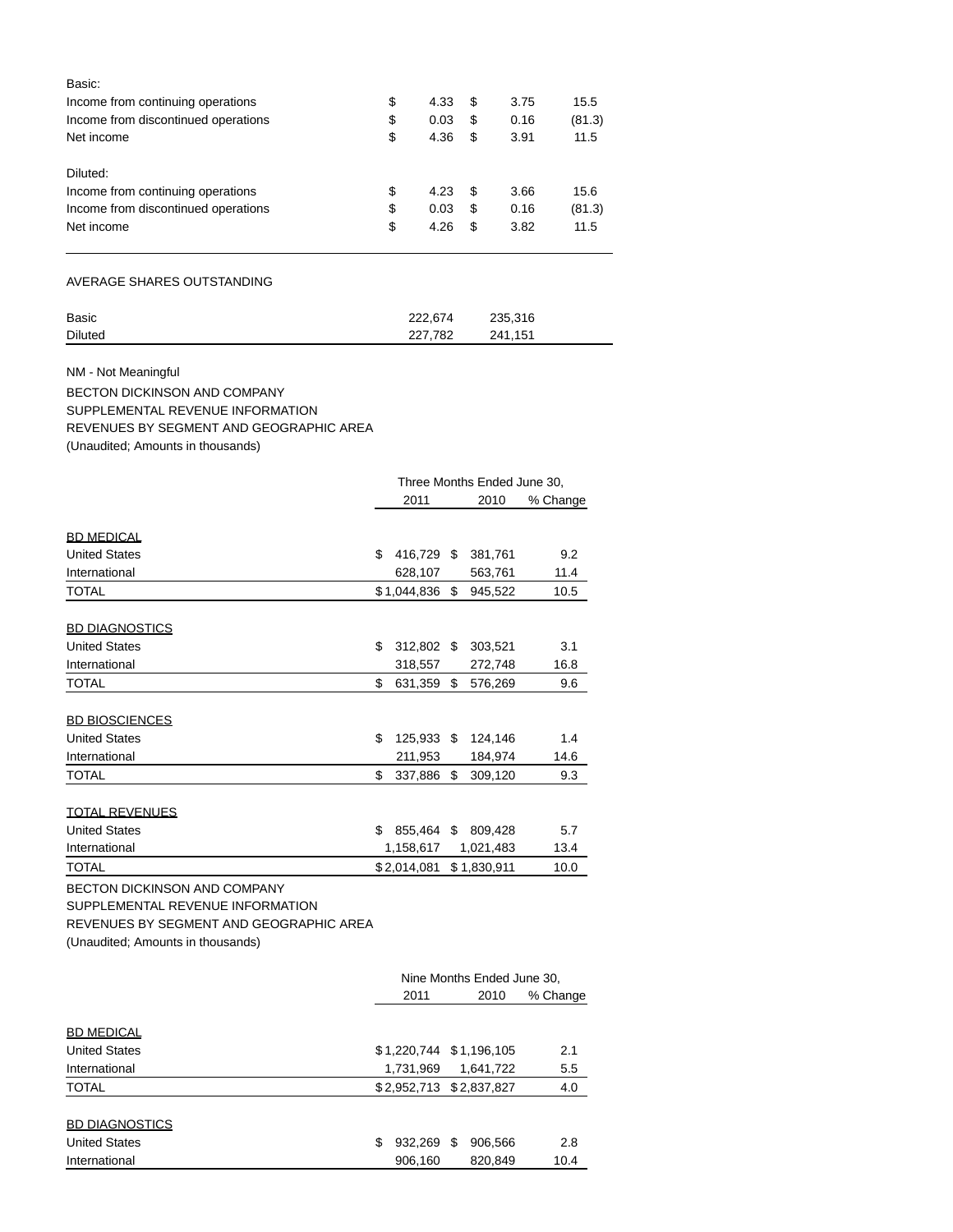| | | | |
|---|---|---|---|
| Basic: | | | |
| Income from continuing operations | $ 4.33 | $ 3.75 | 15.5 |
| Income from discontinued operations | $ 0.03 | $ 0.16 | (81.3) |
| Net income | $ 4.36 | $ 3.91 | 11.5 |
| | | | |
| Diluted: | | | |
| Income from continuing operations | $ 4.23 | $ 3.66 | 15.6 |
| Income from discontinued operations | $ 0.03 | $ 0.16 | (81.3) |
| Net income | $ 4.26 | $ 3.82 | 11.5 |

AVERAGE SHARES OUTSTANDING

| | | |
|---|---|---|
| Basic | 222,674 | 235,316 |
| Diluted | 227,782 | 241,151 |

NM - Not Meaningful

BECTON DICKINSON AND COMPANY
SUPPLEMENTAL REVENUE INFORMATION
REVENUES BY SEGMENT AND GEOGRAPHIC AREA
(Unaudited; Amounts in thousands)

| | Three Months Ended June 30, | | |
|---|---|---|---|
| | 2011 | 2010 | % Change |
| BD MEDICAL | | | |
| United States | $ 416,729 | $ 381,761 | 9.2 |
| International | 628,107 | 563,761 | 11.4 |
| TOTAL | $ 1,044,836 | $ 945,522 | 10.5 |
| BD DIAGNOSTICS | | | |
| United States | $ 312,802 | $ 303,521 | 3.1 |
| International | 318,557 | 272,748 | 16.8 |
| TOTAL | $ 631,359 | $ 576,269 | 9.6 |
| BD BIOSCIENCES | | | |
| United States | $ 125,933 | $ 124,146 | 1.4 |
| International | 211,953 | 184,974 | 14.6 |
| TOTAL | $ 337,886 | $ 309,120 | 9.3 |
| TOTAL REVENUES | | | |
| United States | $ 855,464 | $ 809,428 | 5.7 |
| International | 1,158,617 | 1,021,483 | 13.4 |
| TOTAL | $ 2,014,081 | $ 1,830,911 | 10.0 |

BECTON DICKINSON AND COMPANY
SUPPLEMENTAL REVENUE INFORMATION
REVENUES BY SEGMENT AND GEOGRAPHIC AREA
(Unaudited; Amounts in thousands)

| | Nine Months Ended June 30, | | |
|---|---|---|---|
| | 2011 | 2010 | % Change |
| BD MEDICAL | | | |
| United States | $ 1,220,744 | $ 1,196,105 | 2.1 |
| International | 1,731,969 | 1,641,722 | 5.5 |
| TOTAL | $ 2,952,713 | $ 2,837,827 | 4.0 |
| BD DIAGNOSTICS | | | |
| United States | $ 932,269 | $ 906,566 | 2.8 |
| International | 906,160 | 820,849 | 10.4 |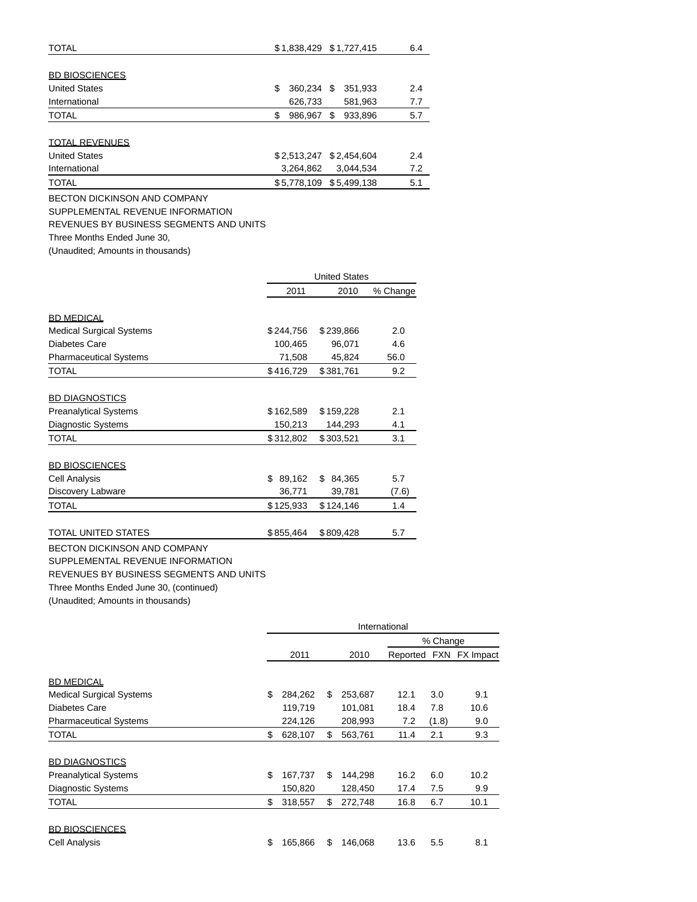| | | | |
|---|---|---|---|
| TOTAL | $1,838,429 | $1,727,415 | 6.4 |
| | | | |
| BD BIOSCIENCES | | | |
| United States | $ 360,234 | $ 351,933 | 2.4 |
| International | 626,733 | 581,963 | 7.7 |
| TOTAL | $ 986,967 | $ 933,896 | 5.7 |
| | | | |
| TOTAL REVENUES | | | |
| United States | $2,513,247 | $2,454,604 | 2.4 |
| International | 3,264,862 | 3,044,534 | 7.2 |
| TOTAL | $5,778,109 | $5,499,138 | 5.1 |

BECTON DICKINSON AND COMPANY
SUPPLEMENTAL REVENUE INFORMATION
REVENUES BY BUSINESS SEGMENTS AND UNITS
Three Months Ended June 30,
(Unaudited; Amounts in thousands)

| | United States | | |
|---|---|---|---|
| | 2011 | 2010 | % Change |
| BD MEDICAL | | | |
| Medical Surgical Systems | $244,756 | $239,866 | 2.0 |
| Diabetes Care | 100,465 | 96,071 | 4.6 |
| Pharmaceutical Systems | 71,508 | 45,824 | 56.0 |
| TOTAL | $416,729 | $381,761 | 9.2 |
| | | | |
| BD DIAGNOSTICS | | | |
| Preanalytical Systems | $162,589 | $159,228 | 2.1 |
| Diagnostic Systems | 150,213 | 144,293 | 4.1 |
| TOTAL | $312,802 | $303,521 | 3.1 |
| | | | |
| BD BIOSCIENCES | | | |
| Cell Analysis | $ 89,162 | $ 84,365 | 5.7 |
| Discovery Labware | 36,771 | 39,781 | (7.6) |
| TOTAL | $125,933 | $124,146 | 1.4 |
| | | | |
| TOTAL UNITED STATES | $855,464 | $809,428 | 5.7 |

BECTON DICKINSON AND COMPANY
SUPPLEMENTAL REVENUE INFORMATION
REVENUES BY BUSINESS SEGMENTS AND UNITS
Three Months Ended June 30, (continued)
(Unaudited; Amounts in thousands)

| | International | | | | |
|---|---|---|---|---|---|
| | | | % Change | | |
| | 2011 | 2010 | Reported | FXN | FX Impact |
| BD MEDICAL | | | | | |
| Medical Surgical Systems | $ 284,262 | $ 253,687 | 12.1 | 3.0 | 9.1 |
| Diabetes Care | 119,719 | 101,081 | 18.4 | 7.8 | 10.6 |
| Pharmaceutical Systems | 224,126 | 208,993 | 7.2 | (1.8) | 9.0 |
| TOTAL | $ 628,107 | $ 563,761 | 11.4 | 2.1 | 9.3 |
| | | | | | |
| BD DIAGNOSTICS | | | | | |
| Preanalytical Systems | $ 167,737 | $ 144,298 | 16.2 | 6.0 | 10.2 |
| Diagnostic Systems | 150,820 | 128,450 | 17.4 | 7.5 | 9.9 |
| TOTAL | $ 318,557 | $ 272,748 | 16.8 | 6.7 | 10.1 |
| | | | | | |
| BD BIOSCIENCES | | | | | |
| Cell Analysis | $ 165,866 | $ 146,068 | 13.6 | 5.5 | 8.1 |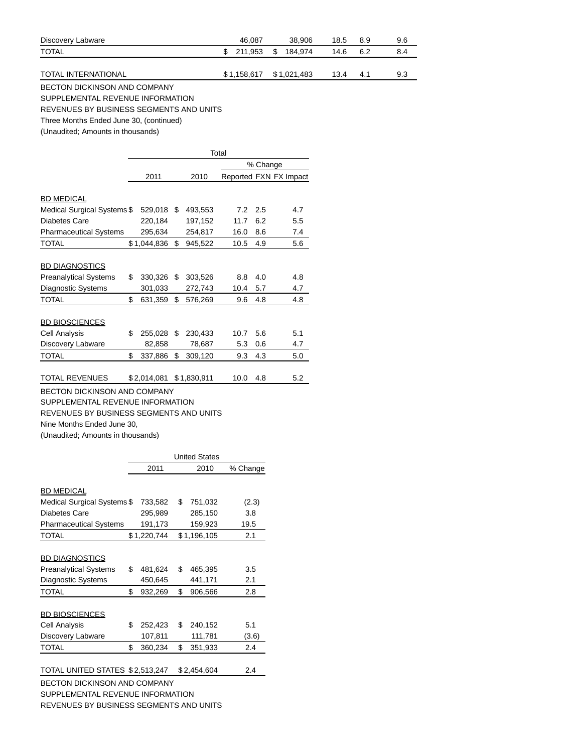| | | | | | |
|---|---|---|---|---|---|
| Discovery Labware | 46,087 | 38,906 | 18.5 | 8.9 | 9.6 |
| TOTAL | $ 211,953 | $ 184,974 | 14.6 | 6.2 | 8.4 |
| | | | | | |
| TOTAL INTERNATIONAL | $ 1,158,617 | $ 1,021,483 | 13.4 | 4.1 | 9.3 |

BECTON DICKINSON AND COMPANY
SUPPLEMENTAL REVENUE INFORMATION
REVENUES BY BUSINESS SEGMENTS AND UNITS
Three Months Ended June 30, (continued)
(Unaudited; Amounts in thousands)

| | Total | | | | |
|---|---|---|---|---|---|
| | | | % Change | | |
| | 2011 | 2010 | Reported | FXN | FX Impact |
| BD MEDICAL | | | | | |
| Medical Surgical Systems | $ 529,018 | $ 493,553 | 7.2 | 2.5 | 4.7 |
| Diabetes Care | 220,184 | 197,152 | 11.7 | 6.2 | 5.5 |
| Pharmaceutical Systems | 295,634 | 254,817 | 16.0 | 8.6 | 7.4 |
| TOTAL | $ 1,044,836 | $ 945,522 | 10.5 | 4.9 | 5.6 |
| | | | | | |
| BD DIAGNOSTICS | | | | | |
| Preanalytical Systems | $ 330,326 | $ 303,526 | 8.8 | 4.0 | 4.8 |
| Diagnostic Systems | 301,033 | 272,743 | 10.4 | 5.7 | 4.7 |
| TOTAL | $ 631,359 | $ 576,269 | 9.6 | 4.8 | 4.8 |
| | | | | | |
| BD BIOSCIENCES | | | | | |
| Cell Analysis | $ 255,028 | $ 230,433 | 10.7 | 5.6 | 5.1 |
| Discovery Labware | 82,858 | 78,687 | 5.3 | 0.6 | 4.7 |
| TOTAL | $ 337,886 | $ 309,120 | 9.3 | 4.3 | 5.0 |
| | | | | | |
| TOTAL REVENUES | $ 2,014,081 | $ 1,830,911 | 10.0 | 4.8 | 5.2 |

BECTON DICKINSON AND COMPANY
SUPPLEMENTAL REVENUE INFORMATION
REVENUES BY BUSINESS SEGMENTS AND UNITS
Nine Months Ended June 30,
(Unaudited; Amounts in thousands)

| | United States | | |
|---|---|---|---|
| | 2011 | 2010 | % Change |
| BD MEDICAL | | | |
| Medical Surgical Systems | $ 733,582 | $ 751,032 | (2.3) |
| Diabetes Care | 295,989 | 285,150 | 3.8 |
| Pharmaceutical Systems | 191,173 | 159,923 | 19.5 |
| TOTAL | $ 1,220,744 | $ 1,196,105 | 2.1 |
| | | | |
| BD DIAGNOSTICS | | | |
| Preanalytical Systems | $ 481,624 | $ 465,395 | 3.5 |
| Diagnostic Systems | 450,645 | 441,171 | 2.1 |
| TOTAL | $ 932,269 | $ 906,566 | 2.8 |
| | | | |
| BD BIOSCIENCES | | | |
| Cell Analysis | $ 252,423 | $ 240,152 | 5.1 |
| Discovery Labware | 107,811 | 111,781 | (3.6) |
| TOTAL | $ 360,234 | $ 351,933 | 2.4 |
| | | | |
| TOTAL UNITED STATES | $ 2,513,247 | $ 2,454,604 | 2.4 |

BECTON DICKINSON AND COMPANY
SUPPLEMENTAL REVENUE INFORMATION
REVENUES BY BUSINESS SEGMENTS AND UNITS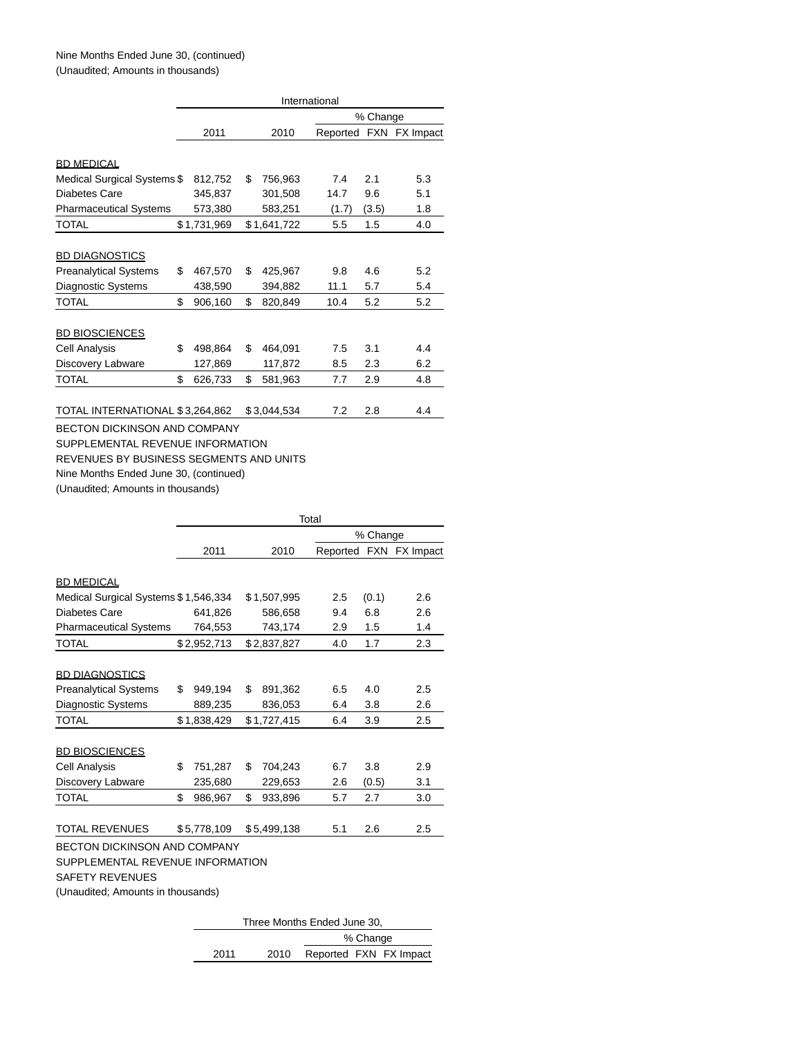Nine Months Ended June 30, (continued)
(Unaudited; Amounts in thousands)

| | International | | | | |
|---|---|---|---|---|---|
| | | | % Change | | |
| | 2011 | 2010 | Reported | FXN | FX Impact |
| **BD MEDICAL** | | | | | |
| Medical Surgical Systems | $ 812,752 | $ 756,963 | 7.4 | 2.1 | 5.3 |
| Diabetes Care | 345,837 | 301,508 | 14.7 | 9.6 | 5.1 |
| Pharmaceutical Systems | 573,380 | 583,251 | (1.7) | (3.5) | 1.8 |
| TOTAL | $ 1,731,969 | $ 1,641,722 | 5.5 | 1.5 | 4.0 |
| **BD DIAGNOSTICS** | | | | | |
| Preanalytical Systems | $ 467,570 | $ 425,967 | 9.8 | 4.6 | 5.2 |
| Diagnostic Systems | 438,590 | 394,882 | 11.1 | 5.7 | 5.4 |
| TOTAL | $ 906,160 | $ 820,849 | 10.4 | 5.2 | 5.2 |
| **BD BIOSCIENCES** | | | | | |
| Cell Analysis | $ 498,864 | $ 464,091 | 7.5 | 3.1 | 4.4 |
| Discovery Labware | 127,869 | 117,872 | 8.5 | 2.3 | 6.2 |
| TOTAL | $ 626,733 | $ 581,963 | 7.7 | 2.9 | 4.8 |
| TOTAL INTERNATIONAL | $ 3,264,862 | $ 3,044,534 | 7.2 | 2.8 | 4.4 |

BECTON DICKINSON AND COMPANY
SUPPLEMENTAL REVENUE INFORMATION
REVENUES BY BUSINESS SEGMENTS AND UNITS
Nine Months Ended June 30, (continued)
(Unaudited; Amounts in thousands)

| | Total | | | | |
|---|---|---|---|---|---|
| | | | % Change | | |
| | 2011 | 2010 | Reported | FXN | FX Impact |
| **BD MEDICAL** | | | | | |
| Medical Surgical Systems | $ 1,546,334 | $ 1,507,995 | 2.5 | (0.1) | 2.6 |
| Diabetes Care | 641,826 | 586,658 | 9.4 | 6.8 | 2.6 |
| Pharmaceutical Systems | 764,553 | 743,174 | 2.9 | 1.5 | 1.4 |
| TOTAL | $ 2,952,713 | $ 2,837,827 | 4.0 | 1.7 | 2.3 |
| **BD DIAGNOSTICS** | | | | | |
| Preanalytical Systems | $ 949,194 | $ 891,362 | 6.5 | 4.0 | 2.5 |
| Diagnostic Systems | 889,235 | 836,053 | 6.4 | 3.8 | 2.6 |
| TOTAL | $ 1,838,429 | $ 1,727,415 | 6.4 | 3.9 | 2.5 |
| **BD BIOSCIENCES** | | | | | |
| Cell Analysis | $ 751,287 | $ 704,243 | 6.7 | 3.8 | 2.9 |
| Discovery Labware | 235,680 | 229,653 | 2.6 | (0.5) | 3.1 |
| TOTAL | $ 986,967 | $ 933,896 | 5.7 | 2.7 | 3.0 |
| TOTAL REVENUES | $ 5,778,109 | $ 5,499,138 | 5.1 | 2.6 | 2.5 |

BECTON DICKINSON AND COMPANY
SUPPLEMENTAL REVENUE INFORMATION
SAFETY REVENUES
(Unaudited; Amounts in thousands)

| Three Months Ended June 30, | | | | |
|---|---|---|---|---|
| | | % Change | | |
| 2011 | 2010 | Reported | FXN | FX Impact |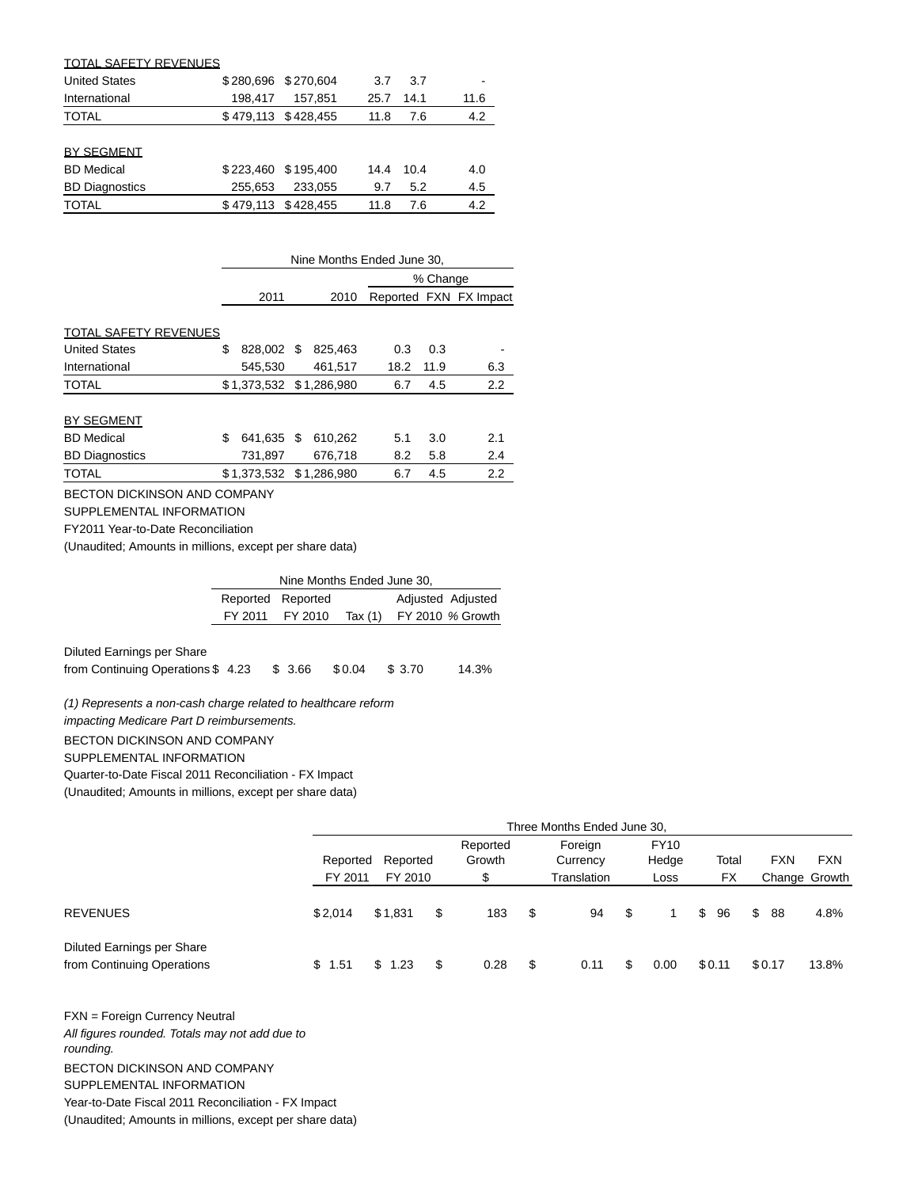| | | | | | |
|---|---|---|---|---|---|
| TOTAL SAFETY REVENUES | | | | | |
| United States | $280,696 | $270,604 | 3.7 | 3.7 | - |
| International | 198,417 | 157,851 | 25.7 | 14.1 | 11.6 |
| TOTAL | $479,113 | $428,455 | 11.8 | 7.6 | 4.2 |
| | | | | | |
| BY SEGMENT | | | | | |
| BD Medical | $223,460 | $195,400 | 14.4 | 10.4 | 4.0 |
| BD Diagnostics | 255,653 | 233,055 | 9.7 | 5.2 | 4.5 |
| TOTAL | $479,113 | $428,455 | 11.8 | 7.6 | 4.2 |

| | Nine Months Ended June 30, | | | | |
|---|---|---|---|---|---|
| | | | % Change | | |
| | 2011 | 2010 | Reported | FXN | FX Impact |
| TOTAL SAFETY REVENUES | | | | | |
| United States | $ 828,002 | $ 825,463 | 0.3 | 0.3 | - |
| International | 545,530 | 461,517 | 18.2 | 11.9 | 6.3 |
| TOTAL | $1,373,532 | $1,286,980 | 6.7 | 4.5 | 2.2 |
| | | | | | |
| BY SEGMENT | | | | | |
| BD Medical | $ 641,635 | $ 610,262 | 5.1 | 3.0 | 2.1 |
| BD Diagnostics | 731,897 | 676,718 | 8.2 | 5.8 | 2.4 |
| TOTAL | $1,373,532 | $1,286,980 | 6.7 | 4.5 | 2.2 |

BECTON DICKINSON AND COMPANY
SUPPLEMENTAL INFORMATION
FY2011 Year-to-Date Reconciliation
(Unaudited; Amounts in millions, except per share data)

| | Nine Months Ended June 30, | | | | |
|---|---|---|---|---|---|
| | Reported FY 2011 | Reported FY 2010 | Tax (1) | Adjusted FY 2010 | Adjusted % Growth |
| Diluted Earnings per Share from Continuing Operations | $ 4.23 | $ 3.66 | $0.04 | $ 3.70 | 14.3% |

*(1) Represents a non-cash charge related to healthcare reform impacting Medicare Part D reimbursements.*

BECTON DICKINSON AND COMPANY
SUPPLEMENTAL INFORMATION
Quarter-to-Date Fiscal 2011 Reconciliation - FX Impact
(Unaudited; Amounts in millions, except per share data)

| | Three Months Ended June 30, | | | | | | | |
|---|---|---|---|---|---|---|---|---|
| | Reported FY 2011 | Reported FY 2010 | Reported Growth $ | Foreign Currency Translation | FY10 Hedge Loss | Total FX | FXN Change | FXN Growth |
| REVENUES | $2,014 | $1,831 | $ 183 | $ 94 | $ 1 | $ 96 | $ 88 | 4.8% |
| Diluted Earnings per Share from Continuing Operations | $ 1.51 | $ 1.23 | $ 0.28 | $ 0.11 | $ 0.00 | $0.11 | $0.17 | 13.8% |

FXN = Foreign Currency Neutral
*All figures rounded. Totals may not add due to rounding.*

BECTON DICKINSON AND COMPANY
SUPPLEMENTAL INFORMATION
Year-to-Date Fiscal 2011 Reconciliation - FX Impact
(Unaudited; Amounts in millions, except per share data)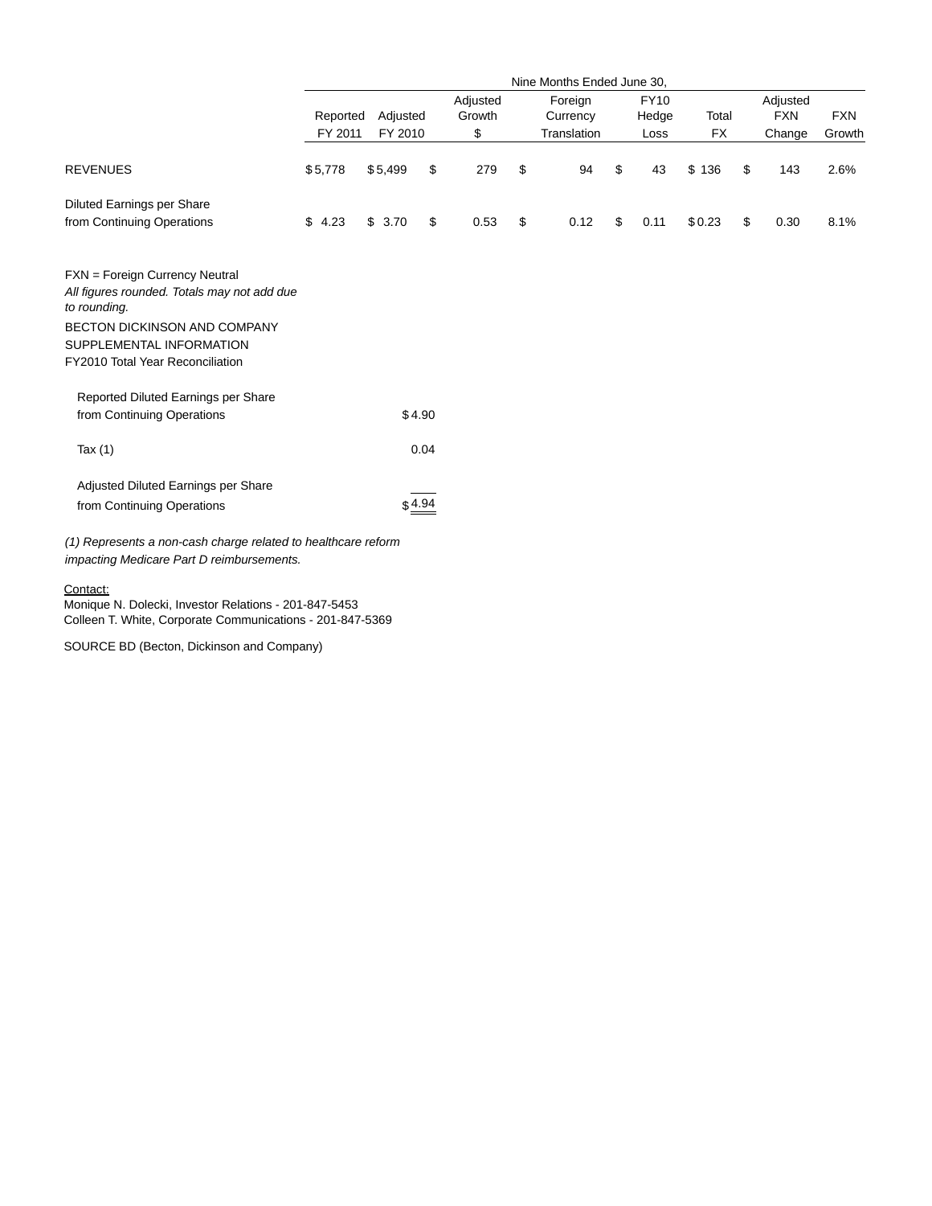| | Nine Months Ended June 30, | | | | | | | |
|---|---|---|---|---|---|---|---|---|
| | Reported FY 2011 | Adjusted FY 2010 | Adjusted Growth $ | Foreign Currency Translation | FY10 Hedge Loss | Total FX | Adjusted FXN Change | FXN Growth |
| REVENUES | $5,778 | $5,499 | $ 279 | $ 94 | $ 43 | $ 136 | $ 143 | 2.6% |
| Diluted Earnings per Share from Continuing Operations | $ 4.23 | $ 3.70 | $ 0.53 | $ 0.12 | $ 0.11 | $0.23 | $ 0.30 | 8.1% |

FXN = Foreign Currency Neutral

*All figures rounded. Totals may not add due to rounding.*

BECTON DICKINSON AND COMPANY
SUPPLEMENTAL INFORMATION
FY2010 Total Year Reconciliation

| | |
|---|---|
| Reported Diluted Earnings per Share from Continuing Operations | $4.90 |
| Tax (1) | 0.04 |
| Adjusted Diluted Earnings per Share from Continuing Operations | $4.94 |

*(1) Represents a non-cash charge related to healthcare reform impacting Medicare Part D reimbursements.*

Contact:
Monique N. Dolecki, Investor Relations - 201-847-5453
Colleen T. White, Corporate Communications - 201-847-5369

SOURCE BD (Becton, Dickinson and Company)